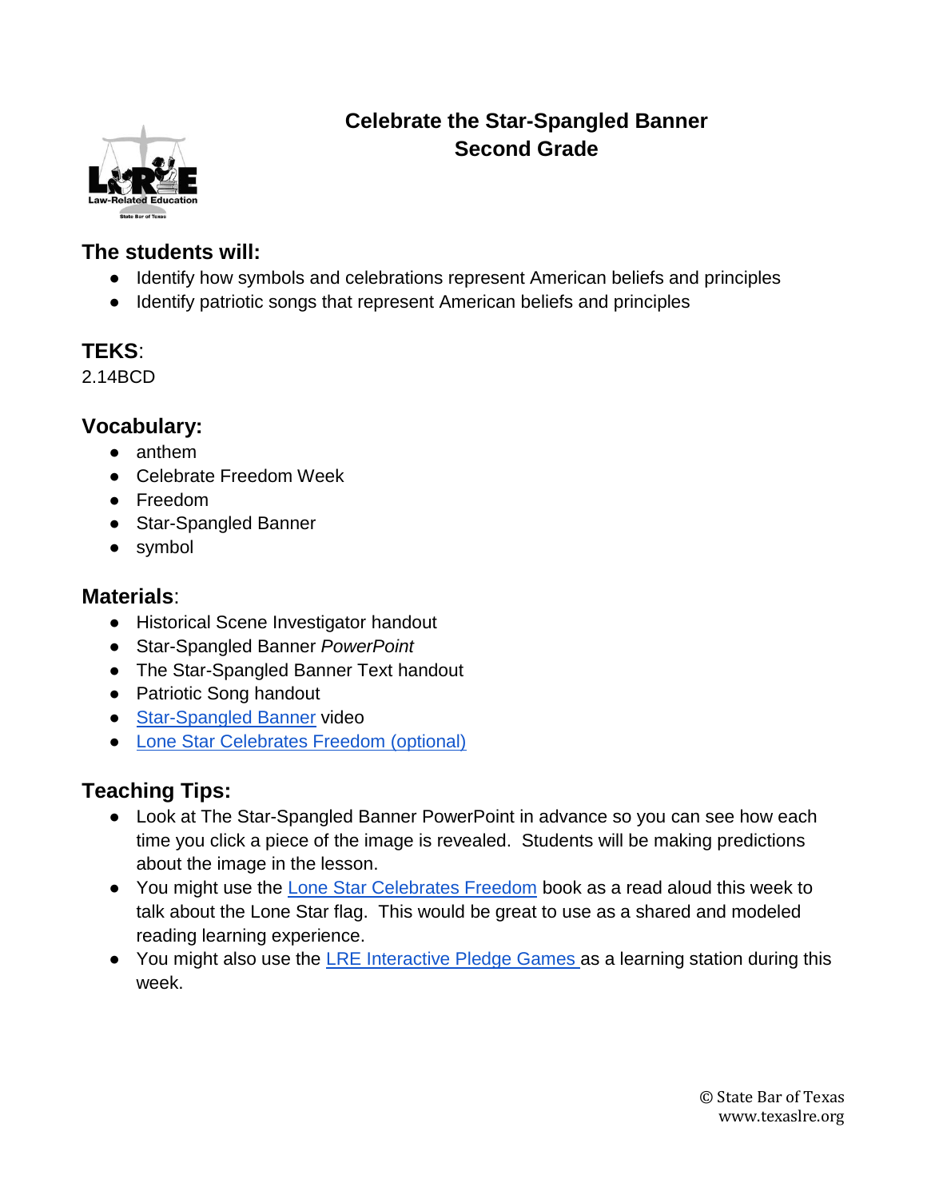# Celebrate the Star-Spangled Banner
## Second Grade

### The students will:

- Identify how symbols and celebrations represent American beliefs and principles
- Identify patriotic songs that represent American beliefs and principles

### TEKS:

2.14BCD

### Vocabulary:

- anthem
- Celebrate Freedom Week
- Freedom
- Star-Spangled Banner
- symbol

### Materials:

- Historical Scene Investigator handout
- Star-Spangled Banner *PowerPoint*
- The Star-Spangled Banner Text handout
- Patriotic Song handout
- Star-Spangled Banner video
- Lone Star Celebrates Freedom (optional)

### Teaching Tips:

- Look at The Star-Spangled Banner PowerPoint in advance so you can see how each time you click a piece of the image is revealed. Students will be making predictions about the image in the lesson.
- You might use the Lone Star Celebrates Freedom book as a read aloud this week to talk about the Lone Star flag. This would be great to use as a shared and modeled reading learning experience.
- You might also use the LRE Interactive Pledge Games as a learning station during this week.

© State Bar of Texas
www.texaslre.org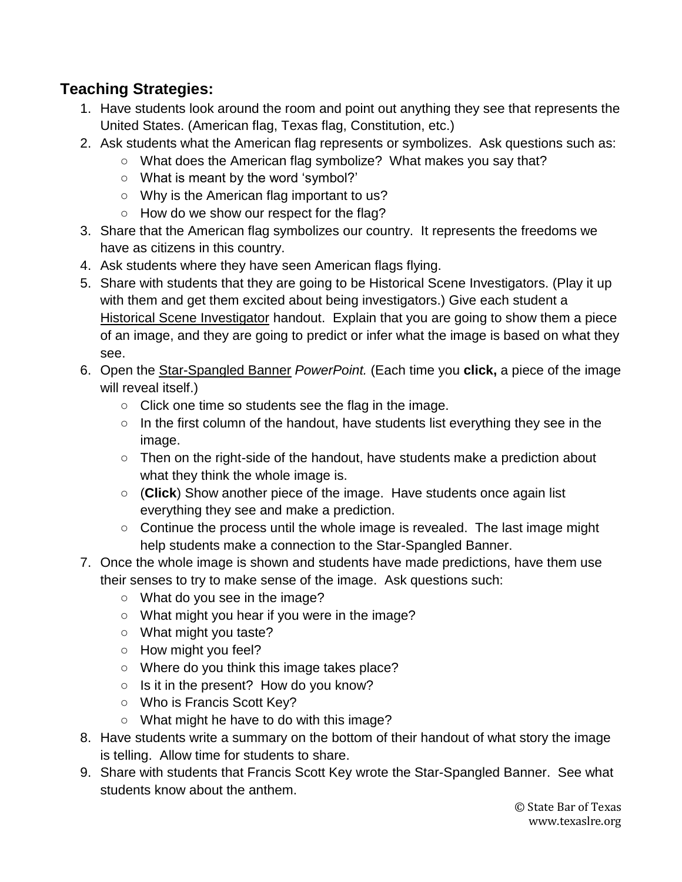## Teaching Strategies:

1. Have students look around the room and point out anything they see that represents the United States. (American flag, Texas flag, Constitution, etc.)
2. Ask students what the American flag represents or symbolizes. Ask questions such as:
   - What does the American flag symbolize? What makes you say that?
   - What is meant by the word 'symbol?'
   - Why is the American flag important to us?
   - How do we show our respect for the flag?
3. Share that the American flag symbolizes our country. It represents the freedoms we have as citizens in this country.
4. Ask students where they have seen American flags flying.
5. Share with students that they are going to be Historical Scene Investigators. (Play it up with them and get them excited about being investigators.) Give each student a Historical Scene Investigator handout. Explain that you are going to show them a piece of an image, and they are going to predict or infer what the image is based on what they see.
6. Open the Star-Spangled Banner *PowerPoint.* (Each time you **click,** a piece of the image will reveal itself.)
   - Click one time so students see the flag in the image.
   - In the first column of the handout, have students list everything they see in the image.
   - Then on the right-side of the handout, have students make a prediction about what they think the whole image is.
   - (**Click**) Show another piece of the image. Have students once again list everything they see and make a prediction.
   - Continue the process until the whole image is revealed. The last image might help students make a connection to the Star-Spangled Banner.
7. Once the whole image is shown and students have made predictions, have them use their senses to try to make sense of the image. Ask questions such:
   - What do you see in the image?
   - What might you hear if you were in the image?
   - What might you taste?
   - How might you feel?
   - Where do you think this image takes place?
   - Is it in the present? How do you know?
   - Who is Francis Scott Key?
   - What might he have to do with this image?
8. Have students write a summary on the bottom of their handout of what story the image is telling. Allow time for students to share.
9. Share with students that Francis Scott Key wrote the Star-Spangled Banner. See what students know about the anthem.

© State Bar of Texas
www.texaslre.org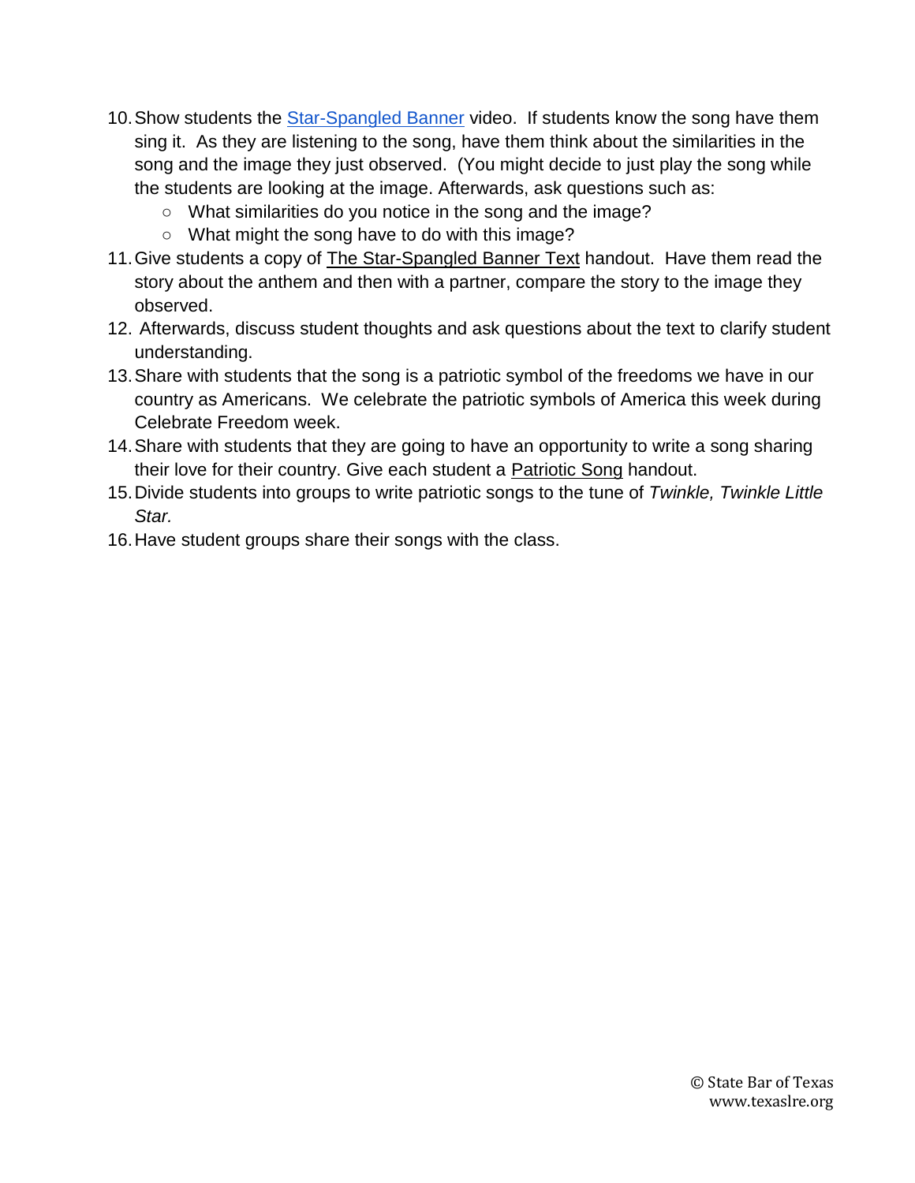10. Show students the [Star-Spangled Banner]() video. If students know the song have them sing it. As they are listening to the song, have them think about the similarities in the song and the image they just observed. (You might decide to just play the song while the students are looking at the image. Afterwards, ask questions such as:
    - What similarities do you notice in the song and the image?
    - What might the song have to do with this image?
11. Give students a copy of The Star-Spangled Banner Text handout. Have them read the story about the anthem and then with a partner, compare the story to the image they observed.
12. Afterwards, discuss student thoughts and ask questions about the text to clarify student understanding.
13. Share with students that the song is a patriotic symbol of the freedoms we have in our country as Americans. We celebrate the patriotic symbols of America this week during Celebrate Freedom week.
14. Share with students that they are going to have an opportunity to write a song sharing their love for their country. Give each student a Patriotic Song handout.
15. Divide students into groups to write patriotic songs to the tune of *Twinkle, Twinkle Little Star.*
16. Have student groups share their songs with the class.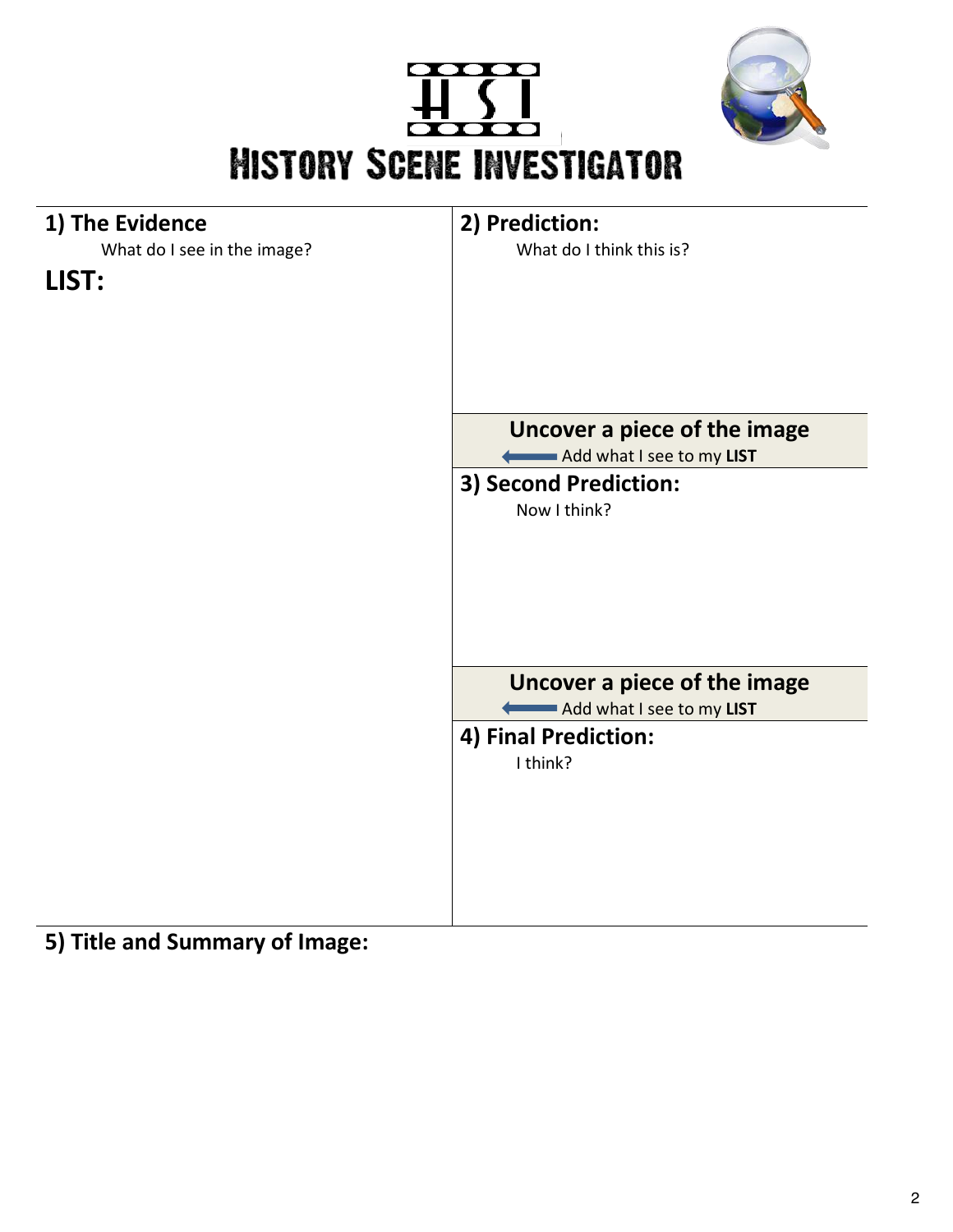# HSI

# HISTORY SCENE INVESTIGATOR

**1) The Evidence**

What do I see in the image?

**LIST:**

**2) Prediction:**

What do I think this is?

**Uncover a piece of the image**

← Add what I see to my **LIST**

**3) Second Prediction:**

Now I think?

**Uncover a piece of the image**

← Add what I see to my **LIST**

**4) Final Prediction:**

I think?

**5) Title and Summary of Image:**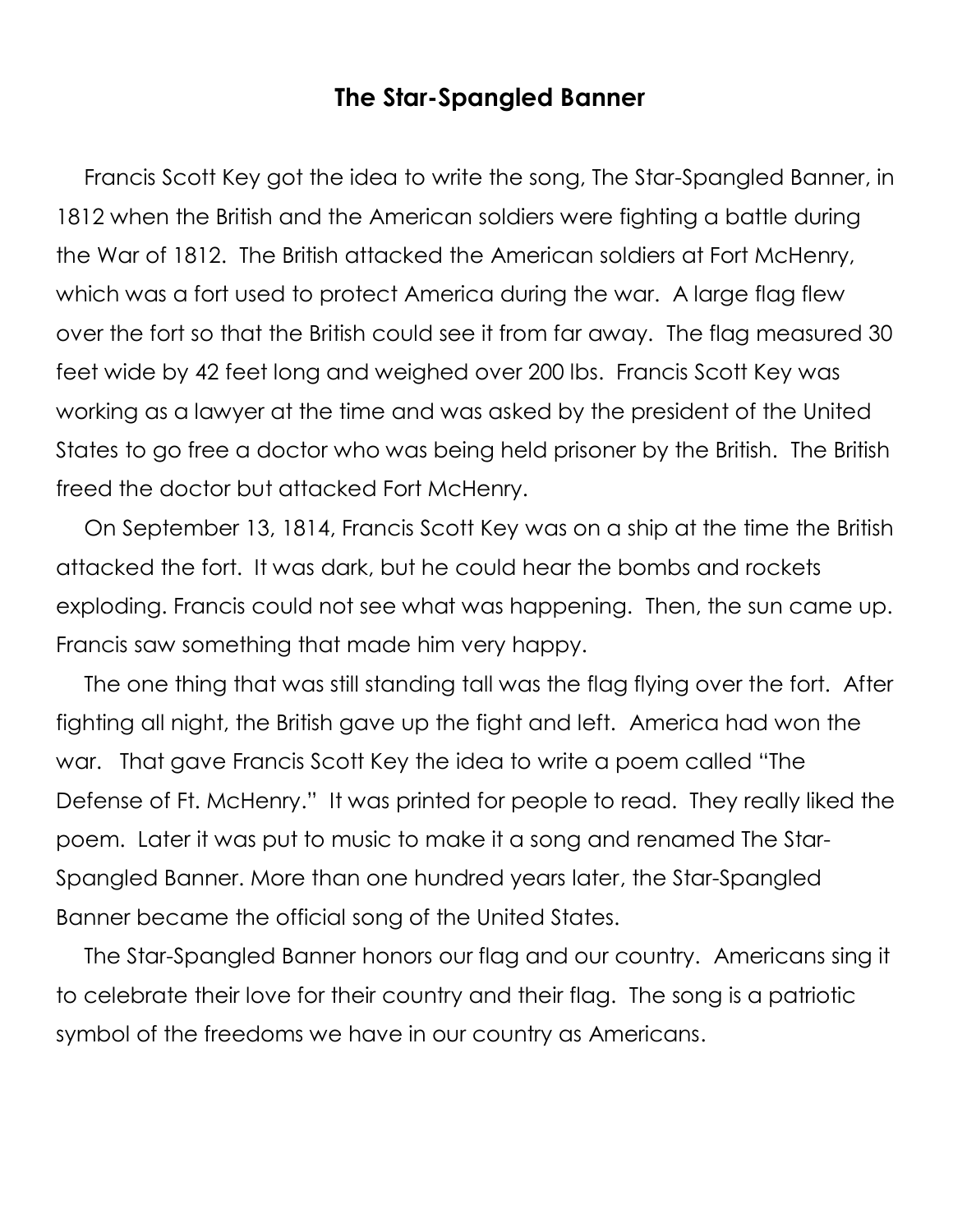# The Star-Spangled Banner

Francis Scott Key got the idea to write the song, The Star-Spangled Banner, in 1812 when the British and the American soldiers were fighting a battle during the War of 1812. The British attacked the American soldiers at Fort McHenry, which was a fort used to protect America during the war. A large flag flew over the fort so that the British could see it from far away. The flag measured 30 feet wide by 42 feet long and weighed over 200 lbs. Francis Scott Key was working as a lawyer at the time and was asked by the president of the United States to go free a doctor who was being held prisoner by the British. The British freed the doctor but attacked Fort McHenry.

On September 13, 1814, Francis Scott Key was on a ship at the time the British attacked the fort. It was dark, but he could hear the bombs and rockets exploding. Francis could not see what was happening. Then, the sun came up. Francis saw something that made him very happy.

The one thing that was still standing tall was the flag flying over the fort. After fighting all night, the British gave up the fight and left. America had won the war. That gave Francis Scott Key the idea to write a poem called "The Defense of Ft. McHenry." It was printed for people to read. They really liked the poem. Later it was put to music to make it a song and renamed The Star-Spangled Banner. More than one hundred years later, the Star-Spangled Banner became the official song of the United States.

The Star-Spangled Banner honors our flag and our country. Americans sing it to celebrate their love for their country and their flag. The song is a patriotic symbol of the freedoms we have in our country as Americans.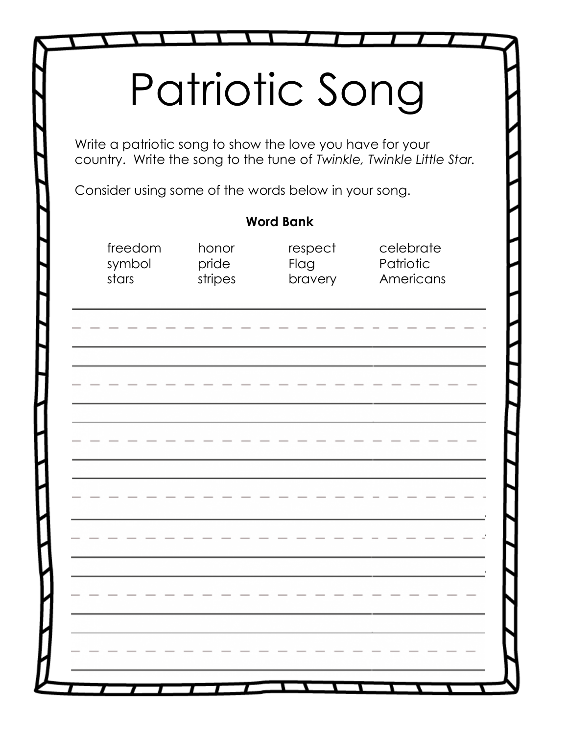# Patriotic Song

Write a patriotic song to show the love you have for your country. Write the song to the tune of *Twinkle, Twinkle Little Star.*

Consider using some of the words below in your song.

**Word Bank**

| | | | |
|---|---|---|---|
| freedom | honor | respect | celebrate |
| symbol | pride | Flag | Patriotic |
| stars | stripes | bravery | Americans |